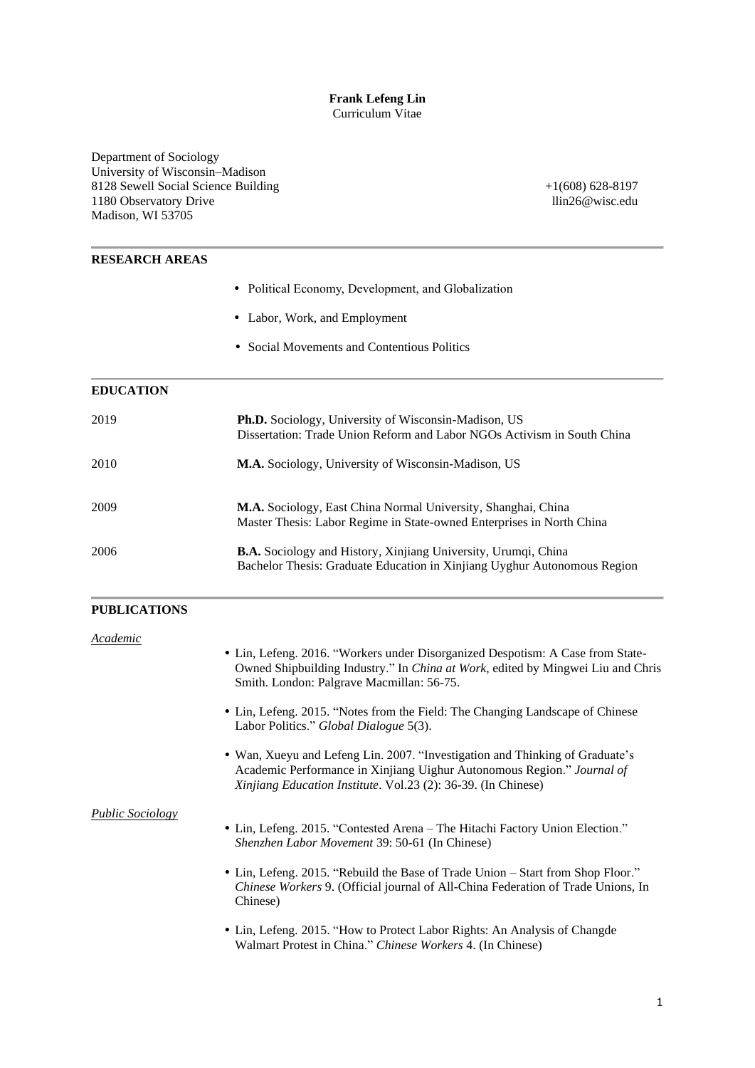**Frank Lefeng Lin**
Curriculum Vitae

Department of Sociology
University of Wisconsin–Madison
8128 Sewell Social Science Building
1180 Observatory Drive
Madison, WI 53705

+1(608) 628-8197
llin26@wisc.edu

## RESEARCH AREAS

- Political Economy, Development, and Globalization
- Labor, Work, and Employment
- Social Movements and Contentious Politics

## EDUCATION

2019 — **Ph.D.** Sociology, University of Wisconsin-Madison, US
Dissertation: Trade Union Reform and Labor NGOs Activism in South China

2010 — **M.A.** Sociology, University of Wisconsin-Madison, US

2009 — **M.A.** Sociology, East China Normal University, Shanghai, China
Master Thesis: Labor Regime in State-owned Enterprises in North China

2006 — **B.A.** Sociology and History, Xinjiang University, Urumqi, China
Bachelor Thesis: Graduate Education in Xinjiang Uyghur Autonomous Region

## PUBLICATIONS

*Academic*

- Lin, Lefeng. 2016. "Workers under Disorganized Despotism: A Case from State-Owned Shipbuilding Industry." In *China at Work*, edited by Mingwei Liu and Chris Smith. London: Palgrave Macmillan: 56-75.
- Lin, Lefeng. 2015. "Notes from the Field: The Changing Landscape of Chinese Labor Politics." *Global Dialogue* 5(3).
- Wan, Xueyu and Lefeng Lin. 2007. "Investigation and Thinking of Graduate's Academic Performance in Xinjiang Uighur Autonomous Region." *Journal of Xinjiang Education Institute*. Vol.23 (2): 36-39. (In Chinese)

*Public Sociology*

- Lin, Lefeng. 2015. "Contested Arena – The Hitachi Factory Union Election." *Shenzhen Labor Movement* 39: 50-61 (In Chinese)
- Lin, Lefeng. 2015. "Rebuild the Base of Trade Union – Start from Shop Floor." *Chinese Workers* 9. (Official journal of All-China Federation of Trade Unions, In Chinese)
- Lin, Lefeng. 2015. "How to Protect Labor Rights: An Analysis of Changde Walmart Protest in China." *Chinese Workers* 4. (In Chinese)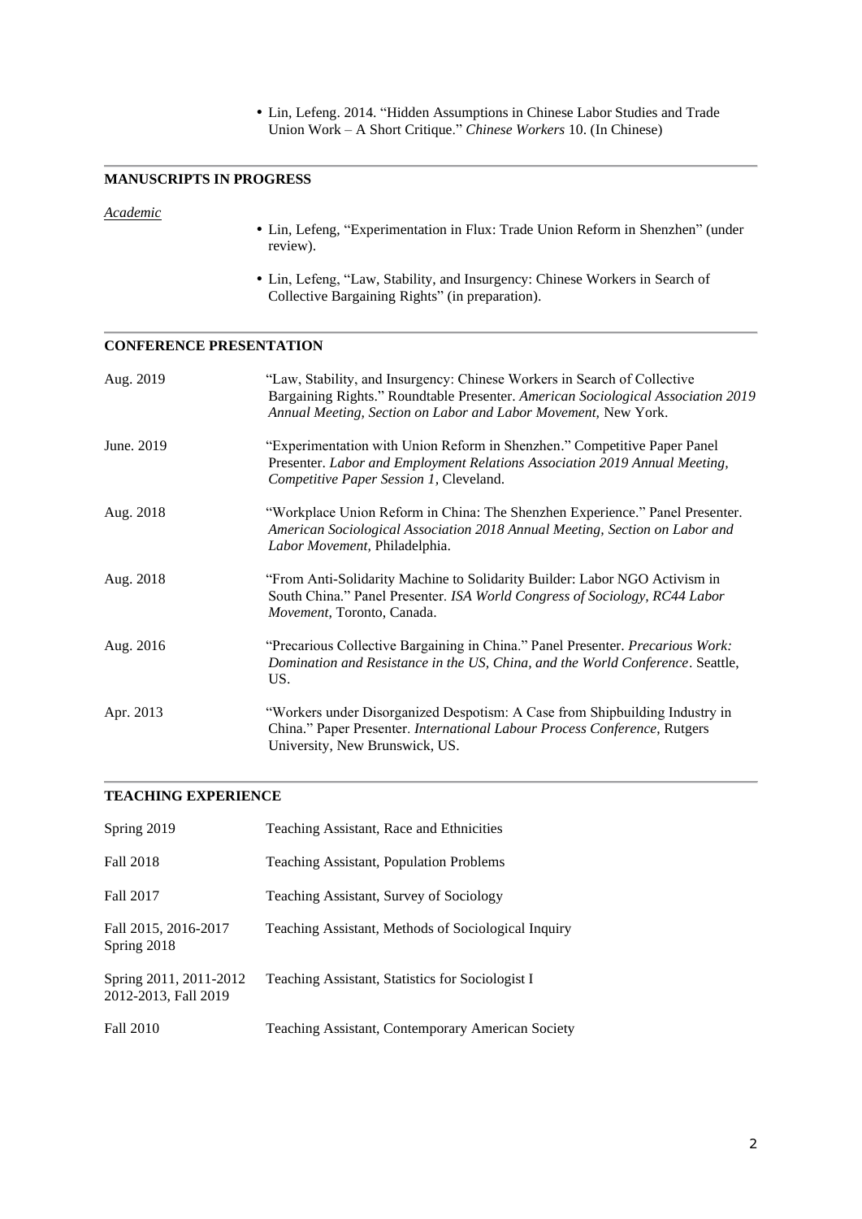- Lin, Lefeng. 2014. "Hidden Assumptions in Chinese Labor Studies and Trade Union Work – A Short Critique." *Chinese Workers* 10. (In Chinese)

## MANUSCRIPTS IN PROGRESS

*Academic*

- Lin, Lefeng, "Experimentation in Flux: Trade Union Reform in Shenzhen" (under review).
- Lin, Lefeng, "Law, Stability, and Insurgency: Chinese Workers in Search of Collective Bargaining Rights" (in preparation).

## CONFERENCE PRESENTATION

Aug. 2019 — "Law, Stability, and Insurgency: Chinese Workers in Search of Collective Bargaining Rights." Roundtable Presenter. *American Sociological Association 2019 Annual Meeting, Section on Labor and Labor Movement,* New York.

June. 2019 — "Experimentation with Union Reform in Shenzhen." Competitive Paper Panel Presenter. *Labor and Employment Relations Association 2019 Annual Meeting, Competitive Paper Session 1,* Cleveland.

Aug. 2018 — "Workplace Union Reform in China: The Shenzhen Experience." Panel Presenter. *American Sociological Association 2018 Annual Meeting, Section on Labor and Labor Movement,* Philadelphia.

Aug. 2018 — "From Anti-Solidarity Machine to Solidarity Builder: Labor NGO Activism in South China." Panel Presenter. *ISA World Congress of Sociology, RC44 Labor Movement,* Toronto, Canada.

Aug. 2016 — "Precarious Collective Bargaining in China." Panel Presenter. *Precarious Work: Domination and Resistance in the US, China, and the World Conference*. Seattle, US.

Apr. 2013 — "Workers under Disorganized Despotism: A Case from Shipbuilding Industry in China." Paper Presenter. *International Labour Process Conference*, Rutgers University, New Brunswick, US.

## TEACHING EXPERIENCE

| | |
|---|---|
| Spring 2019 | Teaching Assistant, Race and Ethnicities |
| Fall 2018 | Teaching Assistant, Population Problems |
| Fall 2017 | Teaching Assistant, Survey of Sociology |
| Fall 2015, 2016-2017 Spring 2018 | Teaching Assistant, Methods of Sociological Inquiry |
| Spring 2011, 2011-2012 2012-2013, Fall 2019 | Teaching Assistant, Statistics for Sociologist I |
| Fall 2010 | Teaching Assistant, Contemporary American Society |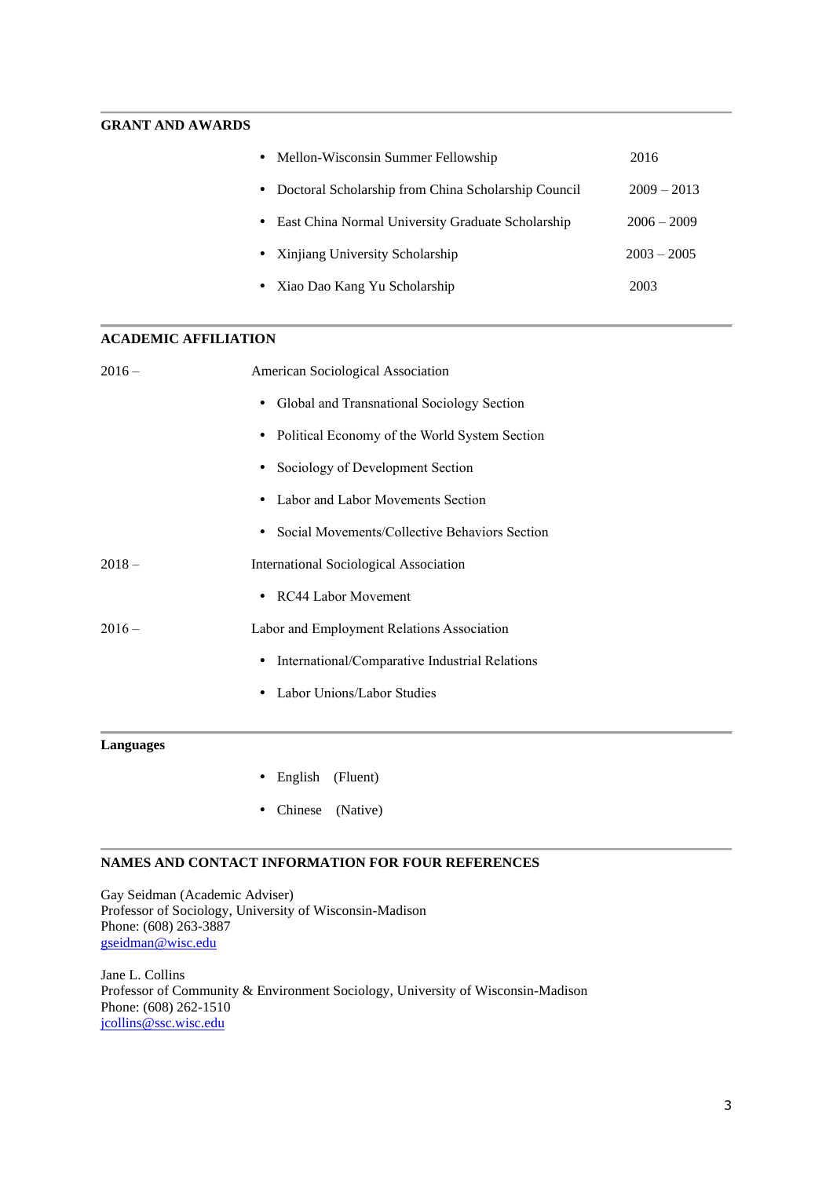## GRANT AND AWARDS

- Mellon-Wisconsin Summer Fellowship — 2016
- Doctoral Scholarship from China Scholarship Council — 2009 – 2013
- East China Normal University Graduate Scholarship — 2006 – 2009
- Xinjiang University Scholarship — 2003 – 2005
- Xiao Dao Kang Yu Scholarship — 2003

## ACADEMIC AFFILIATION

2016 – American Sociological Association

- Global and Transnational Sociology Section
- Political Economy of the World System Section
- Sociology of Development Section
- Labor and Labor Movements Section
- Social Movements/Collective Behaviors Section

2018 – International Sociological Association

- RC44 Labor Movement

2016 – Labor and Employment Relations Association

- International/Comparative Industrial Relations
- Labor Unions/Labor Studies

## Languages

- English (Fluent)
- Chinese (Native)

## NAMES AND CONTACT INFORMATION FOR FOUR REFERENCES

Gay Seidman (Academic Adviser)
Professor of Sociology, University of Wisconsin-Madison
Phone: (608) 263-3887
gseidman@wisc.edu

Jane L. Collins
Professor of Community & Environment Sociology, University of Wisconsin-Madison
Phone: (608) 262-1510
jcollins@ssc.wisc.edu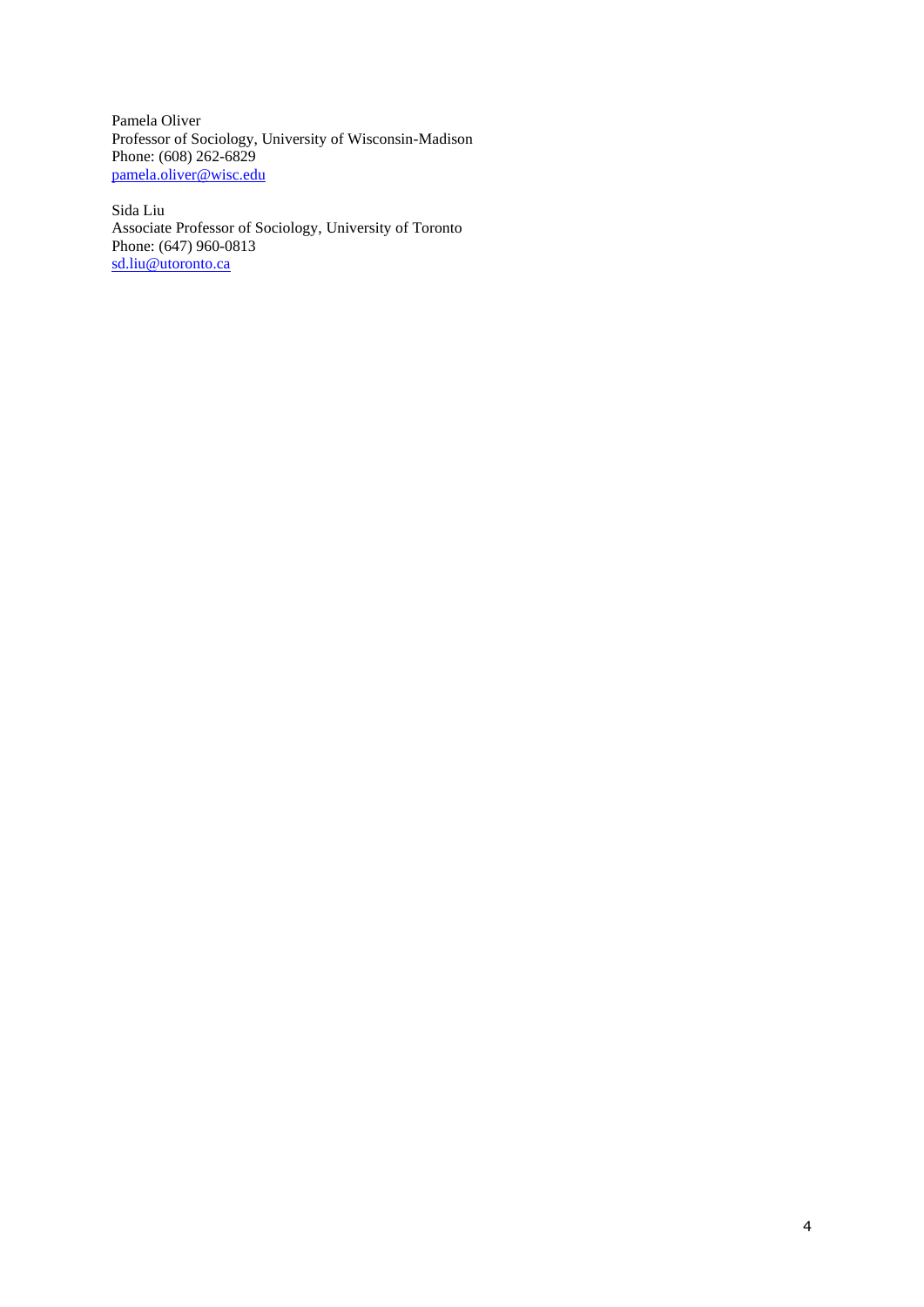Pamela Oliver
Professor of Sociology, University of Wisconsin-Madison
Phone: (608) 262-6829
pamela.oliver@wisc.edu

Sida Liu
Associate Professor of Sociology, University of Toronto
Phone: (647) 960-0813
sd.liu@utoronto.ca